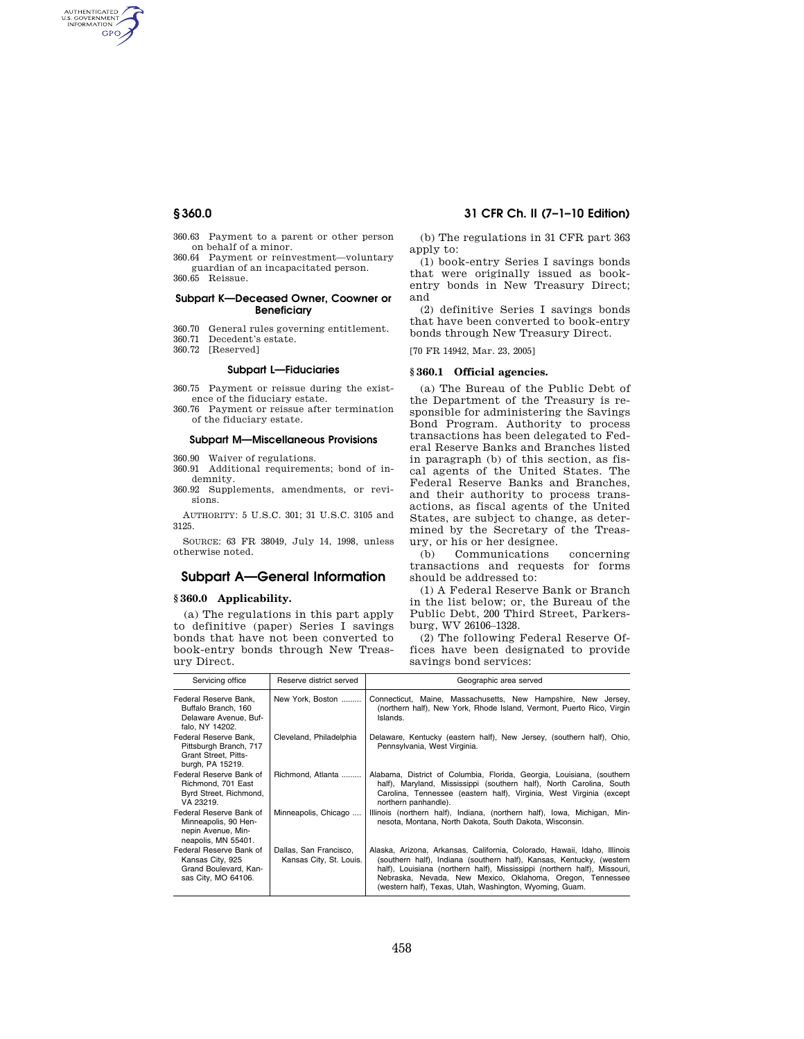360.63 Payment to a parent or other person on behalf of a minor.
360.64 Payment or reinvestment—voluntary guardian of an incapacitated person.
360.65 Reissue.

**Subpart K—Deceased Owner, Coowner or Beneficiary**

360.70 General rules governing entitlement.
360.71 Decedent's estate.
360.72 [Reserved]

**Subpart L—Fiduciaries**

360.75 Payment or reissue during the existence of the fiduciary estate.
360.76 Payment or reissue after termination of the fiduciary estate.

**Subpart M—Miscellaneous Provisions**

360.90 Waiver of regulations.
360.91 Additional requirements; bond of indemnity.
360.92 Supplements, amendments, or revisions.

AUTHORITY: 5 U.S.C. 301; 31 U.S.C. 3105 and 3125.

SOURCE: 63 FR 38049, July 14, 1998, unless otherwise noted.

## Subpart A—General Information

### § 360.0 Applicability.

(a) The regulations in this part apply to definitive (paper) Series I savings bonds that have not been converted to book-entry bonds through New Treasury Direct.

(b) The regulations in 31 CFR part 363 apply to:

(1) book-entry Series I savings bonds that were originally issued as book-entry bonds in New Treasury Direct; and

(2) definitive Series I savings bonds that have been converted to book-entry bonds through New Treasury Direct.

[70 FR 14942, Mar. 23, 2005]

### § 360.1 Official agencies.

(a) The Bureau of the Public Debt of the Department of the Treasury is responsible for administering the Savings Bond Program. Authority to process transactions has been delegated to Federal Reserve Banks and Branches listed in paragraph (b) of this section, as fiscal agents of the United States. The Federal Reserve Banks and Branches, and their authority to process transactions, as fiscal agents of the United States, are subject to change, as determined by the Secretary of the Treasury, or his or her designee.

(b) Communications concerning transactions and requests for forms should be addressed to:

(1) A Federal Reserve Bank or Branch in the list below; or, the Bureau of the Public Debt, 200 Third Street, Parkersburg, WV 26106–1328.

(2) The following Federal Reserve Offices have been designated to provide savings bond services:

| Servicing office | Reserve district served | Geographic area served |
|---|---|---|
| Federal Reserve Bank, Buffalo Branch, 160 Delaware Avenue, Buffalo, NY 14202. | New York, Boston | Connecticut, Maine, Massachusetts, New Hampshire, New Jersey, (northern half), New York, Rhode Island, Vermont, Puerto Rico, Virgin Islands. |
| Federal Reserve Bank, Pittsburgh Branch, 717 Grant Street, Pittsburgh, PA 15219. | Cleveland, Philadelphia | Delaware, Kentucky (eastern half), New Jersey, (southern half), Ohio, Pennsylvania, West Virginia. |
| Federal Reserve Bank of Richmond, 701 East Byrd Street, Richmond, VA 23219. | Richmond, Atlanta | Alabama, District of Columbia, Florida, Georgia, Louisiana, (southern half), Maryland, Mississippi (southern half), North Carolina, South Carolina, Tennessee (eastern half), Virginia, West Virginia (except northern panhandle). |
| Federal Reserve Bank of Minneapolis, 90 Hennepin Avenue, Minneapolis, MN 55401. | Minneapolis, Chicago | Illinois (northern half), Indiana, (northern half), Iowa, Michigan, Minnesota, Montana, North Dakota, South Dakota, Wisconsin. |
| Federal Reserve Bank of Kansas City, 925 Grand Boulevard, Kansas City, MO 64106. | Dallas, San Francisco, Kansas City, St. Louis. | Alaska, Arizona, Arkansas, California, Colorado, Hawaii, Idaho, Illinois (southern half), Indiana (southern half), Kansas, Kentucky, (western half), Louisiana (northern half), Mississippi (northern half), Missouri, Nebraska, Nevada, New Mexico, Oklahoma, Oregon, Tennessee (western half), Texas, Utah, Washington, Wyoming, Guam. |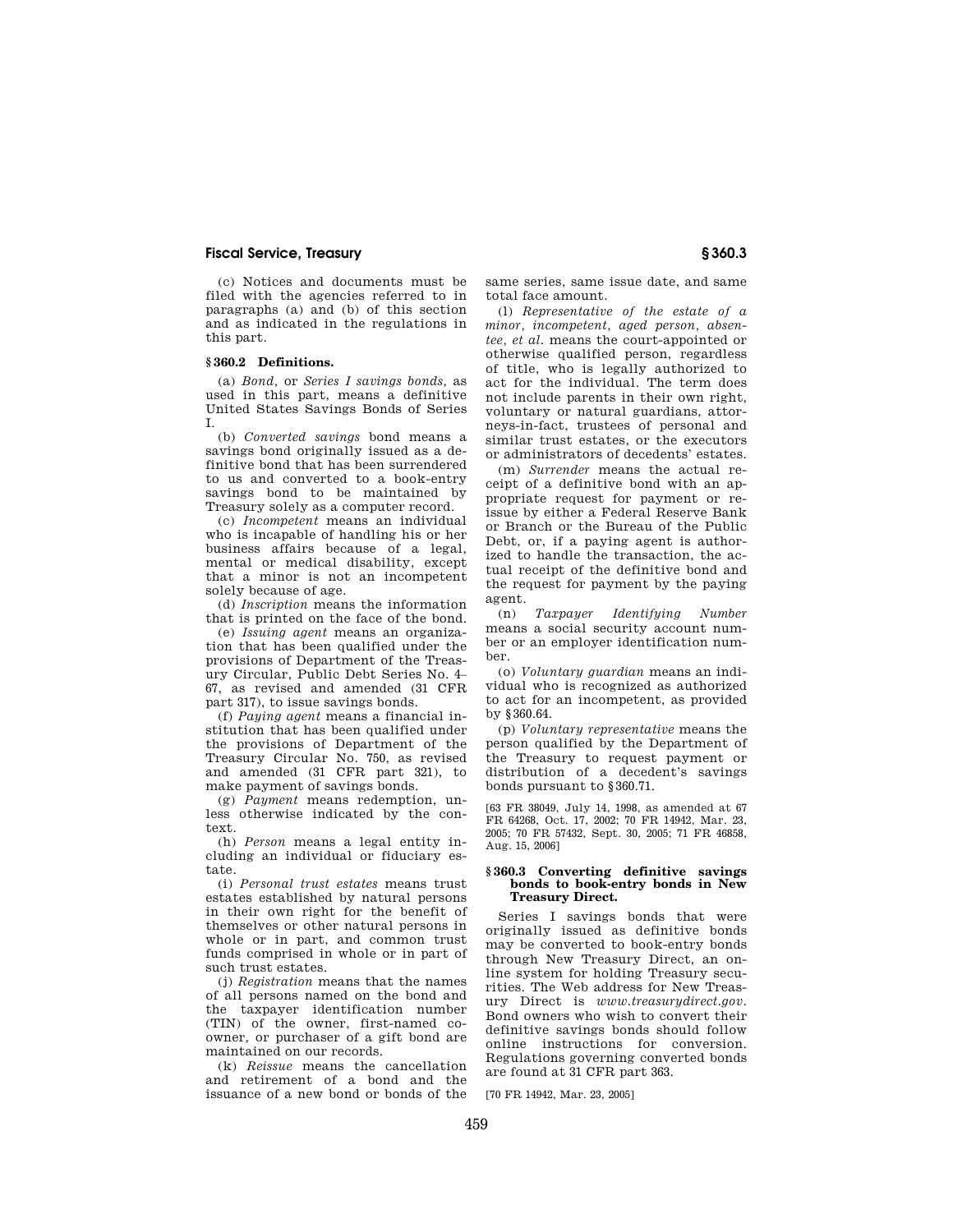(c) Notices and documents must be filed with the agencies referred to in paragraphs (a) and (b) of this section and as indicated in the regulations in this part.

### § 360.2 Definitions.

(a) *Bond*, or *Series I savings bonds*, as used in this part, means a definitive United States Savings Bonds of Series I.

(b) *Converted savings* bond means a savings bond originally issued as a definitive bond that has been surrendered to us and converted to a book-entry savings bond to be maintained by Treasury solely as a computer record.

(c) *Incompetent* means an individual who is incapable of handling his or her business affairs because of a legal, mental or medical disability, except that a minor is not an incompetent solely because of age.

(d) *Inscription* means the information that is printed on the face of the bond.

(e) *Issuing agent* means an organization that has been qualified under the provisions of Department of the Treasury Circular, Public Debt Series No. 4–67, as revised and amended (31 CFR part 317), to issue savings bonds.

(f) *Paying agent* means a financial institution that has been qualified under the provisions of Department of the Treasury Circular No. 750, as revised and amended (31 CFR part 321), to make payment of savings bonds.

(g) *Payment* means redemption, unless otherwise indicated by the context.

(h) *Person* means a legal entity including an individual or fiduciary estate.

(i) *Personal trust estates* means trust estates established by natural persons in their own right for the benefit of themselves or other natural persons in whole or in part, and common trust funds comprised in whole or in part of such trust estates.

(j) *Registration* means that the names of all persons named on the bond and the taxpayer identification number (TIN) of the owner, first-named co-owner, or purchaser of a gift bond are maintained on our records.

(k) *Reissue* means the cancellation and retirement of a bond and the issuance of a new bond or bonds of the same series, same issue date, and same total face amount.

(l) *Representative of the estate of a minor, incompetent, aged person, absentee, et al.* means the court-appointed or otherwise qualified person, regardless of title, who is legally authorized to act for the individual. The term does not include parents in their own right, voluntary or natural guardians, attorneys-in-fact, trustees of personal and similar trust estates, or the executors or administrators of decedents' estates.

(m) *Surrender* means the actual receipt of a definitive bond with an appropriate request for payment or reissue by either a Federal Reserve Bank or Branch or the Bureau of the Public Debt, or, if a paying agent is authorized to handle the transaction, the actual receipt of the definitive bond and the request for payment by the paying agent.

(n) *Taxpayer Identifying Number* means a social security account number or an employer identification number.

(o) *Voluntary guardian* means an individual who is recognized as authorized to act for an incompetent, as provided by § 360.64.

(p) *Voluntary representative* means the person qualified by the Department of the Treasury to request payment or distribution of a decedent's savings bonds pursuant to § 360.71.

[63 FR 38049, July 14, 1998, as amended at 67 FR 64268, Oct. 17, 2002; 70 FR 14942, Mar. 23, 2005; 70 FR 57432, Sept. 30, 2005; 71 FR 46858, Aug. 15, 2006]

### § 360.3 Converting definitive savings bonds to book-entry bonds in New Treasury Direct.

Series I savings bonds that were originally issued as definitive bonds may be converted to book-entry bonds through New Treasury Direct, an online system for holding Treasury securities. The Web address for New Treasury Direct is *www.treasurydirect.gov*. Bond owners who wish to convert their definitive savings bonds should follow online instructions for conversion. Regulations governing converted bonds are found at 31 CFR part 363.

[70 FR 14942, Mar. 23, 2005]